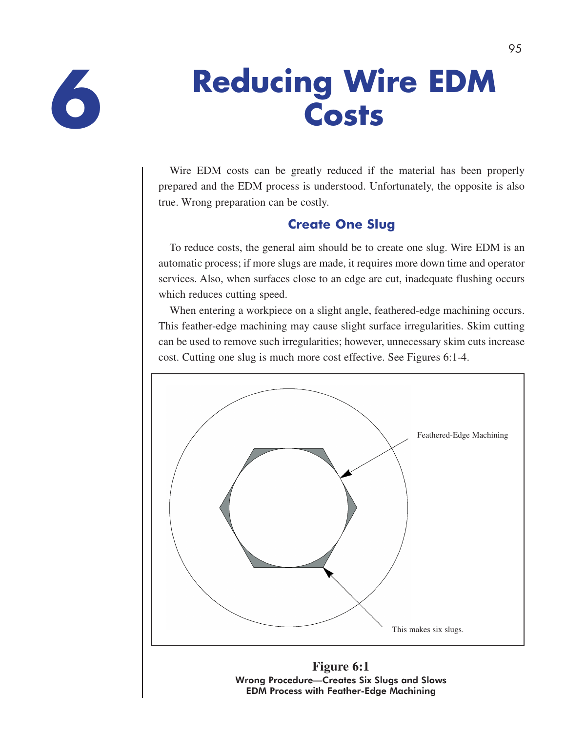# 6 Reducing Wire EDM Costs

Wire EDM costs can be greatly reduced if the material has been properly prepared and the EDM process is understood. Unfortunately, the opposite is also true. Wrong preparation can be costly.

## Create One Slug

To reduce costs, the general aim should be to create one slug. Wire EDM is an automatic process; if more slugs are made, it requires more down time and operator services. Also, when surfaces close to an edge are cut, inadequate flushing occurs which reduces cutting speed.

When entering a workpiece on a slight angle, feathered-edge machining occurs. This feather-edge machining may cause slight surface irregularities. Skim cutting can be used to remove such irregularities; however, unnecessary skim cuts increase cost. Cutting one slug is much more cost effective. See Figures 6:1-4.

Feathered-Edge Machining

This makes six slugs.

**Figure 6:1**
**Wrong Procedure—Creates Six Slugs and Slows EDM Process with Feather-Edge Machining**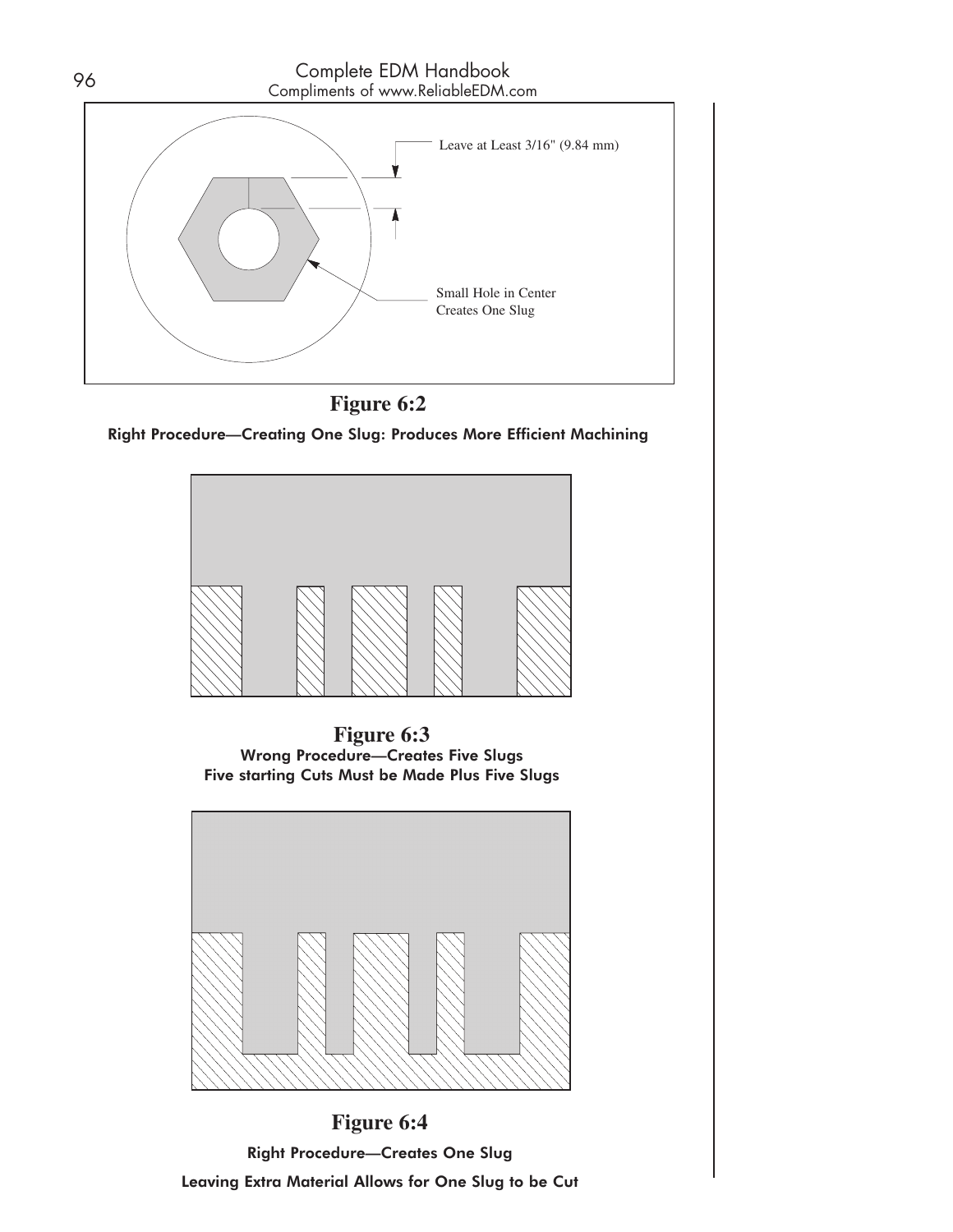Leave at Least 3/16" (9.84 mm)

Small Hole in Center Creates One Slug

**Figure 6:2**

**Right Procedure—Creating One Slug: Produces More Efficient Machining**

**Figure 6:3**

**Wrong Procedure—Creates Five Slugs**
**Five starting Cuts Must be Made Plus Five Slugs**

**Figure 6:4**

**Right Procedure—Creates One Slug**

**Leaving Extra Material Allows for One Slug to be Cut**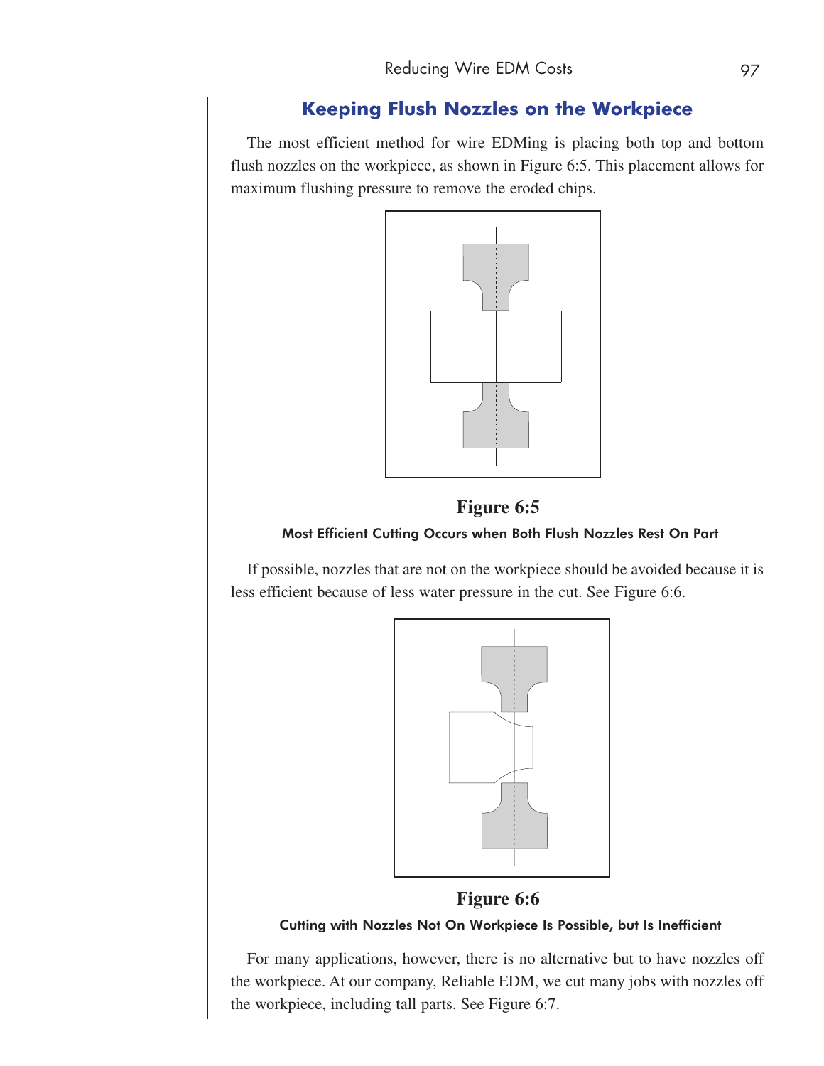## Keeping Flush Nozzles on the Workpiece

The most efficient method for wire EDMing is placing both top and bottom flush nozzles on the workpiece, as shown in Figure 6:5. This placement allows for maximum flushing pressure to remove the eroded chips.

**Figure 6:5**

Most Efficient Cutting Occurs when Both Flush Nozzles Rest On Part

If possible, nozzles that are not on the workpiece should be avoided because it is less efficient because of less water pressure in the cut. See Figure 6:6.

**Figure 6:6**

Cutting with Nozzles Not On Workpiece Is Possible, but Is Inefficient

For many applications, however, there is no alternative but to have nozzles off the workpiece. At our company, Reliable EDM, we cut many jobs with nozzles off the workpiece, including tall parts. See Figure 6:7.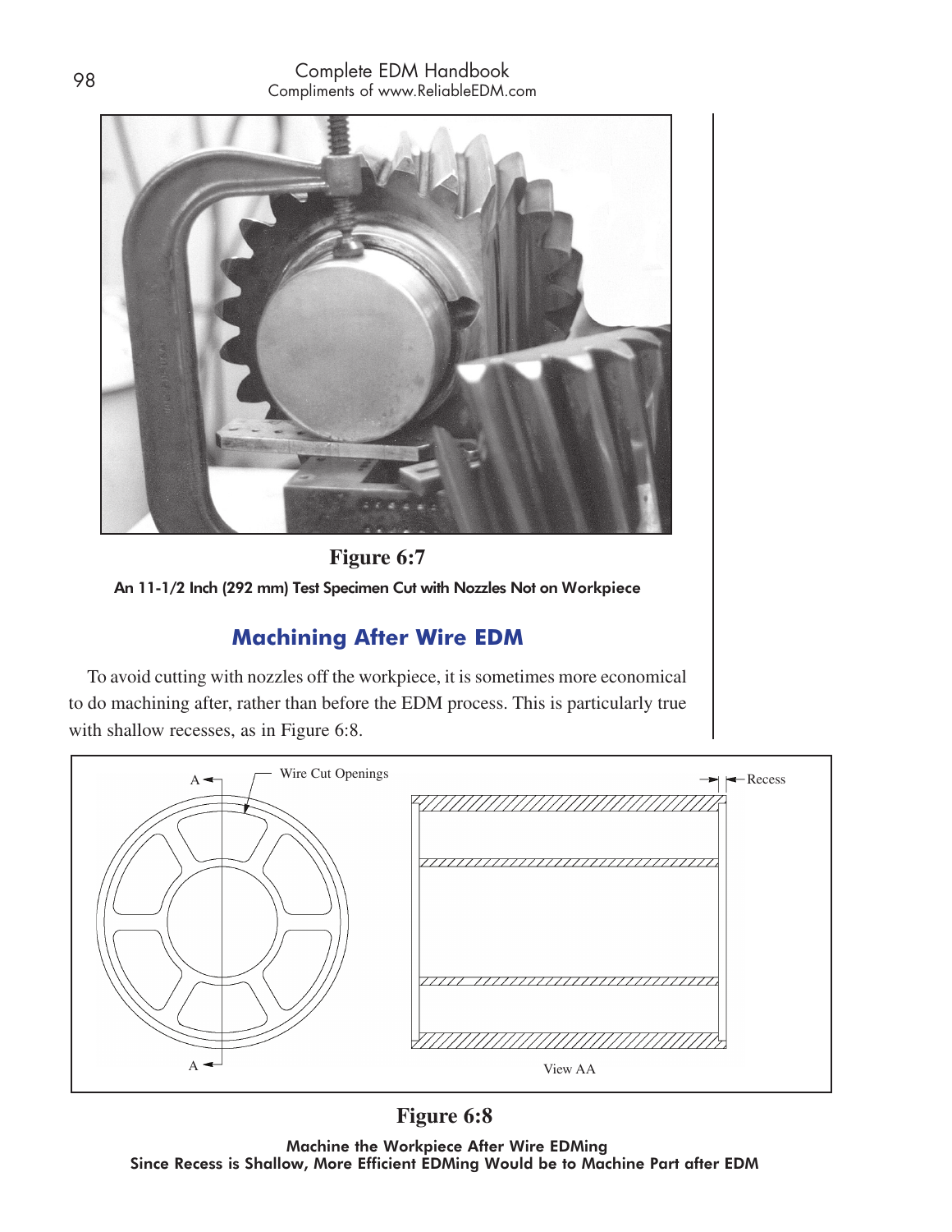**Figure 6:7**

**An 11-1/2 Inch (292 mm) Test Specimen Cut with Nozzles Not on Workpiece**

## Machining After Wire EDM

To avoid cutting with nozzles off the workpiece, it is sometimes more economical to do machining after, rather than before the EDM process. This is particularly true with shallow recesses, as in Figure 6:8.

**Figure 6:8**

**Machine the Workpiece After Wire EDMing**
**Since Recess is Shallow, More Efficient EDMing Would be to Machine Part after EDM**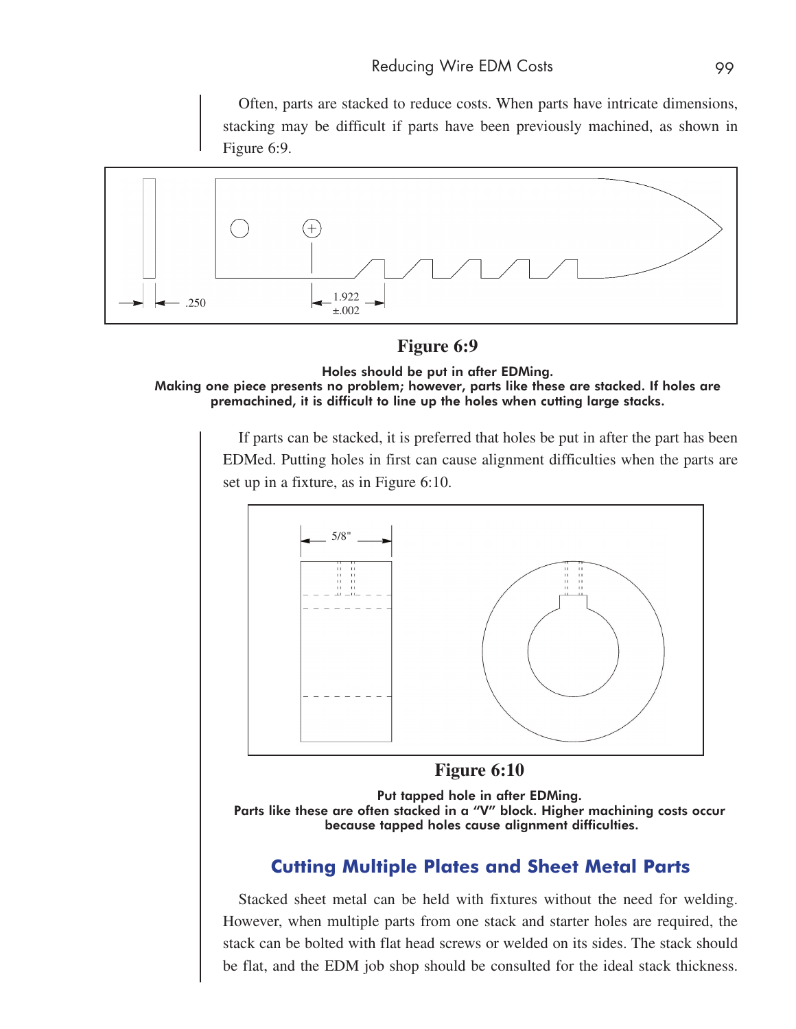Often, parts are stacked to reduce costs. When parts have intricate dimensions, stacking may be difficult if parts have been previously machined, as shown in Figure 6:9.

**Figure 6:9**

**Holes should be put in after EDMing.**
**Making one piece presents no problem; however, parts like these are stacked. If holes are premachined, it is difficult to line up the holes when cutting large stacks.**

If parts can be stacked, it is preferred that holes be put in after the part has been EDMed. Putting holes in first can cause alignment difficulties when the parts are set up in a fixture, as in Figure 6:10.

**Figure 6:10**

**Put tapped hole in after EDMing.**
**Parts like these are often stacked in a "V" block. Higher machining costs occur because tapped holes cause alignment difficulties.**

## Cutting Multiple Plates and Sheet Metal Parts

Stacked sheet metal can be held with fixtures without the need for welding. However, when multiple parts from one stack and starter holes are required, the stack can be bolted with flat head screws or welded on its sides. The stack should be flat, and the EDM job shop should be consulted for the ideal stack thickness.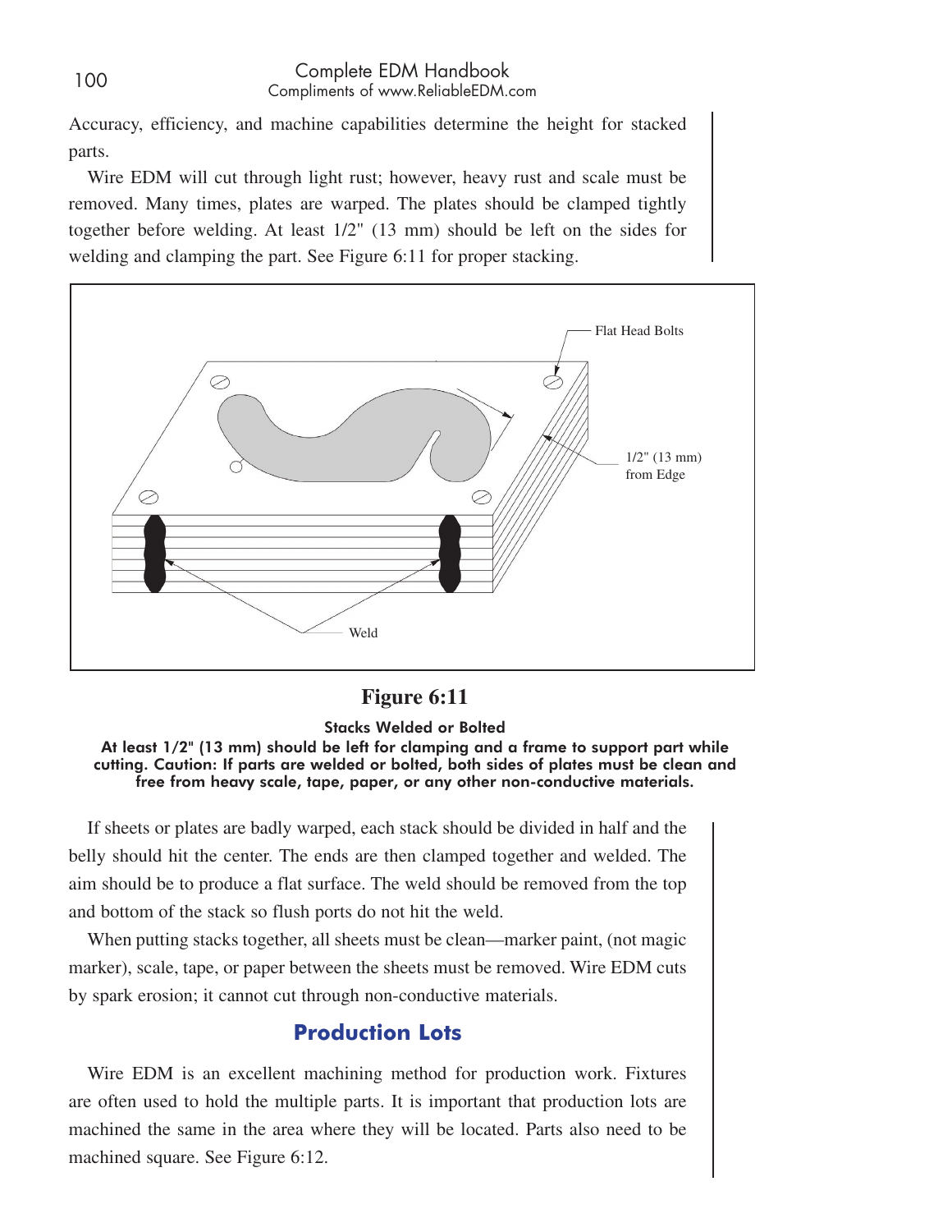Accuracy, efficiency, and machine capabilities determine the height for stacked parts.

Wire EDM will cut through light rust; however, heavy rust and scale must be removed. Many times, plates are warped. The plates should be clamped tightly together before welding. At least 1/2" (13 mm) should be left on the sides for welding and clamping the part. See Figure 6:11 for proper stacking.

Flat Head Bolts

1/2" (13 mm) from Edge

Weld

**Figure 6:11**

**Stacks Welded or Bolted**

**At least 1/2" (13 mm) should be left for clamping and a frame to support part while cutting. Caution: If parts are welded or bolted, both sides of plates must be clean and free from heavy scale, tape, paper, or any other non-conductive materials.**

If sheets or plates are badly warped, each stack should be divided in half and the belly should hit the center. The ends are then clamped together and welded. The aim should be to produce a flat surface. The weld should be removed from the top and bottom of the stack so flush ports do not hit the weld.

When putting stacks together, all sheets must be clean—marker paint, (not magic marker), scale, tape, or paper between the sheets must be removed. Wire EDM cuts by spark erosion; it cannot cut through non-conductive materials.

## Production Lots

Wire EDM is an excellent machining method for production work. Fixtures are often used to hold the multiple parts. It is important that production lots are machined the same in the area where they will be located. Parts also need to be machined square. See Figure 6:12.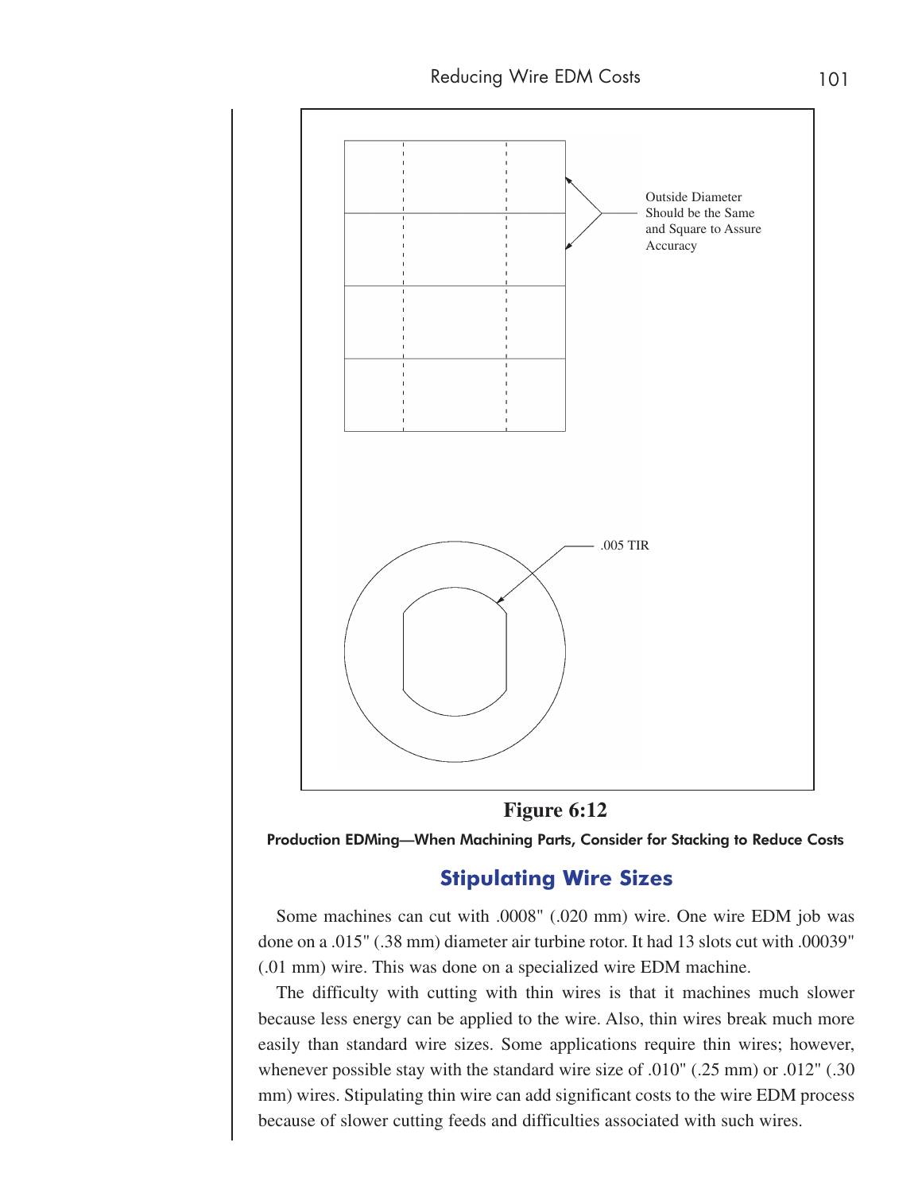Outside Diameter Should be the Same and Square to Assure Accuracy

.005 TIR

**Figure 6:12**

**Production EDMing—When Machining Parts, Consider for Stacking to Reduce Costs**

## Stipulating Wire Sizes

Some machines can cut with .0008" (.020 mm) wire. One wire EDM job was done on a .015" (.38 mm) diameter air turbine rotor. It had 13 slots cut with .00039" (.01 mm) wire. This was done on a specialized wire EDM machine.

The difficulty with cutting with thin wires is that it machines much slower because less energy can be applied to the wire. Also, thin wires break much more easily than standard wire sizes. Some applications require thin wires; however, whenever possible stay with the standard wire size of .010" (.25 mm) or .012" (.30 mm) wires. Stipulating thin wire can add significant costs to the wire EDM process because of slower cutting feeds and difficulties associated with such wires.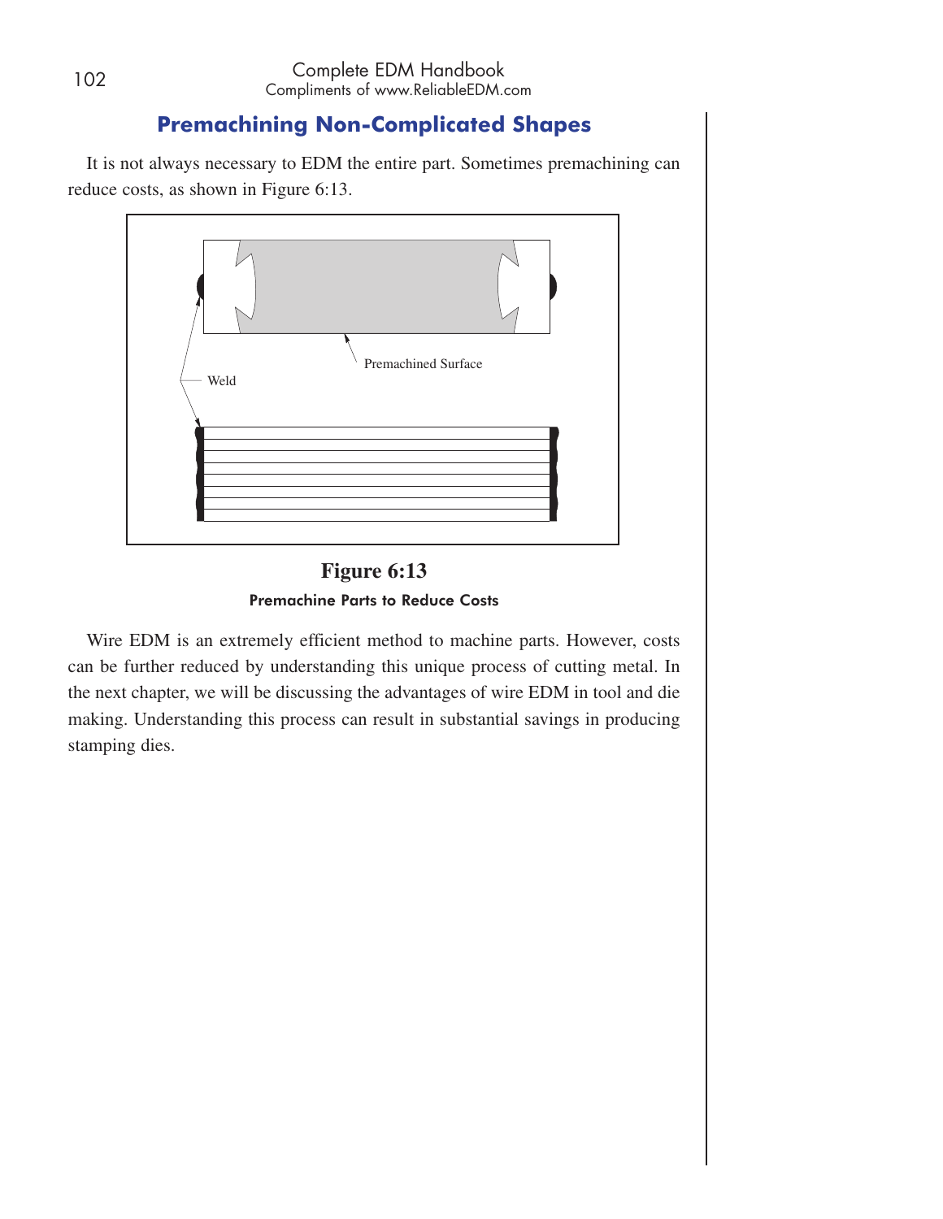## Premachining Non-Complicated Shapes

It is not always necessary to EDM the entire part. Sometimes premachining can reduce costs, as shown in Figure 6:13.

Premachined Surface

Weld

**Figure 6:13**

**Premachine Parts to Reduce Costs**

Wire EDM is an extremely efficient method to machine parts. However, costs can be further reduced by understanding this unique process of cutting metal. In the next chapter, we will be discussing the advantages of wire EDM in tool and die making. Understanding this process can result in substantial savings in producing stamping dies.